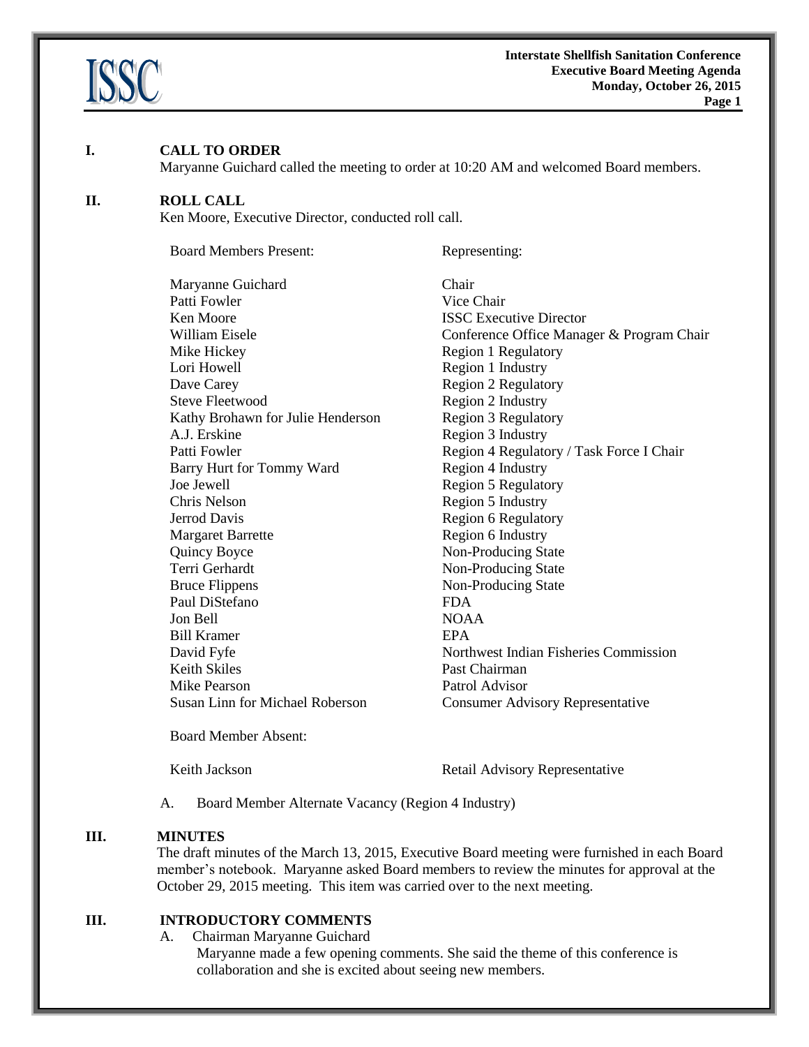## I. CALL TO ORDER

Maryanne Guichard called the meeting to order at 10:20 AM and welcomed Board members.

## II. ROLL CALL

Ken Moore, Executive Director, conducted roll call.

| Board Members Present: | Representing: |
|---|---|
| Maryanne Guichard | Chair |
| Patti Fowler | Vice Chair |
| Ken Moore | ISSC Executive Director |
| William Eisele | Conference Office Manager & Program Chair |
| Mike Hickey | Region 1 Regulatory |
| Lori Howell | Region 1 Industry |
| Dave Carey | Region 2 Regulatory |
| Steve Fleetwood | Region 2 Industry |
| Kathy Brohawn for Julie Henderson | Region 3 Regulatory |
| A.J. Erskine | Region 3 Industry |
| Patti Fowler | Region 4 Regulatory / Task Force I Chair |
| Barry Hurt for Tommy Ward | Region 4 Industry |
| Joe Jewell | Region 5 Regulatory |
| Chris Nelson | Region 5 Industry |
| Jerrod Davis | Region 6 Regulatory |
| Margaret Barrette | Region 6 Industry |
| Quincy Boyce | Non-Producing State |
| Terri Gerhardt | Non-Producing State |
| Bruce Flippens | Non-Producing State |
| Paul DiStefano | FDA |
| Jon Bell | NOAA |
| Bill Kramer | EPA |
| David Fyfe | Northwest Indian Fisheries Commission |
| Keith Skiles | Past Chairman |
| Mike Pearson | Patrol Advisor |
| Susan Linn for Michael Roberson | Consumer Advisory Representative |

Board Member Absent:

| | |
|---|---|
| Keith Jackson | Retail Advisory Representative |

A. Board Member Alternate Vacancy (Region 4 Industry)

## III. MINUTES

The draft minutes of the March 13, 2015, Executive Board meeting were furnished in each Board member's notebook. Maryanne asked Board members to review the minutes for approval at the October 29, 2015 meeting. This item was carried over to the next meeting.

## III. INTRODUCTORY COMMENTS

A. Chairman Maryanne Guichard

Maryanne made a few opening comments. She said the theme of this conference is collaboration and she is excited about seeing new members.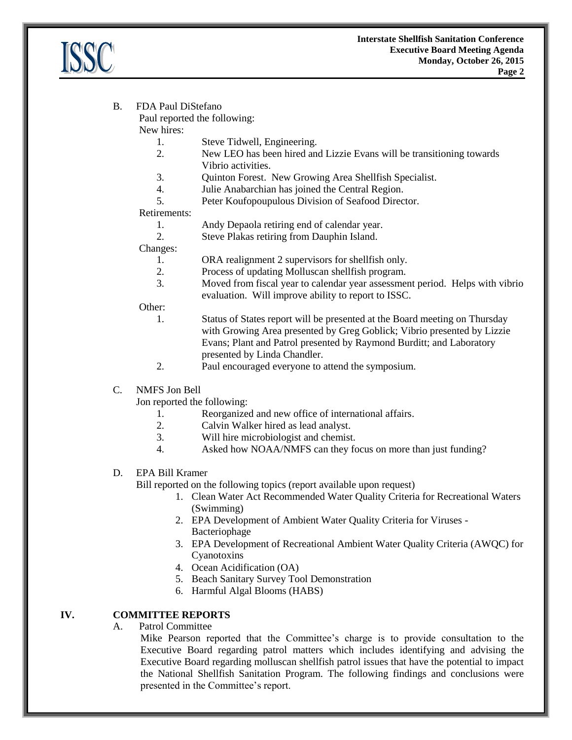B. FDA Paul DiStefano

Paul reported the following:

New hires:

1. Steve Tidwell, Engineering.
2. New LEO has been hired and Lizzie Evans will be transitioning towards Vibrio activities.
3. Quinton Forest. New Growing Area Shellfish Specialist.
4. Julie Anabarchian has joined the Central Region.
5. Peter Koufopoupulous Division of Seafood Director.

Retirements:

1. Andy Depaola retiring end of calendar year.
2. Steve Plakas retiring from Dauphin Island.

Changes:

1. ORA realignment 2 supervisors for shellfish only.
2. Process of updating Molluscan shellfish program.
3. Moved from fiscal year to calendar year assessment period. Helps with vibrio evaluation. Will improve ability to report to ISSC.

Other:

1. Status of States report will be presented at the Board meeting on Thursday with Growing Area presented by Greg Goblick; Vibrio presented by Lizzie Evans; Plant and Patrol presented by Raymond Burditt; and Laboratory presented by Linda Chandler.
2. Paul encouraged everyone to attend the symposium.

C. NMFS Jon Bell

Jon reported the following:

1. Reorganized and new office of international affairs.
2. Calvin Walker hired as lead analyst.
3. Will hire microbiologist and chemist.
4. Asked how NOAA/NMFS can they focus on more than just funding?

D. EPA Bill Kramer

Bill reported on the following topics (report available upon request)

1. Clean Water Act Recommended Water Quality Criteria for Recreational Waters (Swimming)
2. EPA Development of Ambient Water Quality Criteria for Viruses - Bacteriophage
3. EPA Development of Recreational Ambient Water Quality Criteria (AWQC) for Cyanotoxins
4. Ocean Acidification (OA)
5. Beach Sanitary Survey Tool Demonstration
6. Harmful Algal Blooms (HABS)

## IV. COMMITTEE REPORTS

A. Patrol Committee

Mike Pearson reported that the Committee's charge is to provide consultation to the Executive Board regarding patrol matters which includes identifying and advising the Executive Board regarding molluscan shellfish patrol issues that have the potential to impact the National Shellfish Sanitation Program. The following findings and conclusions were presented in the Committee's report.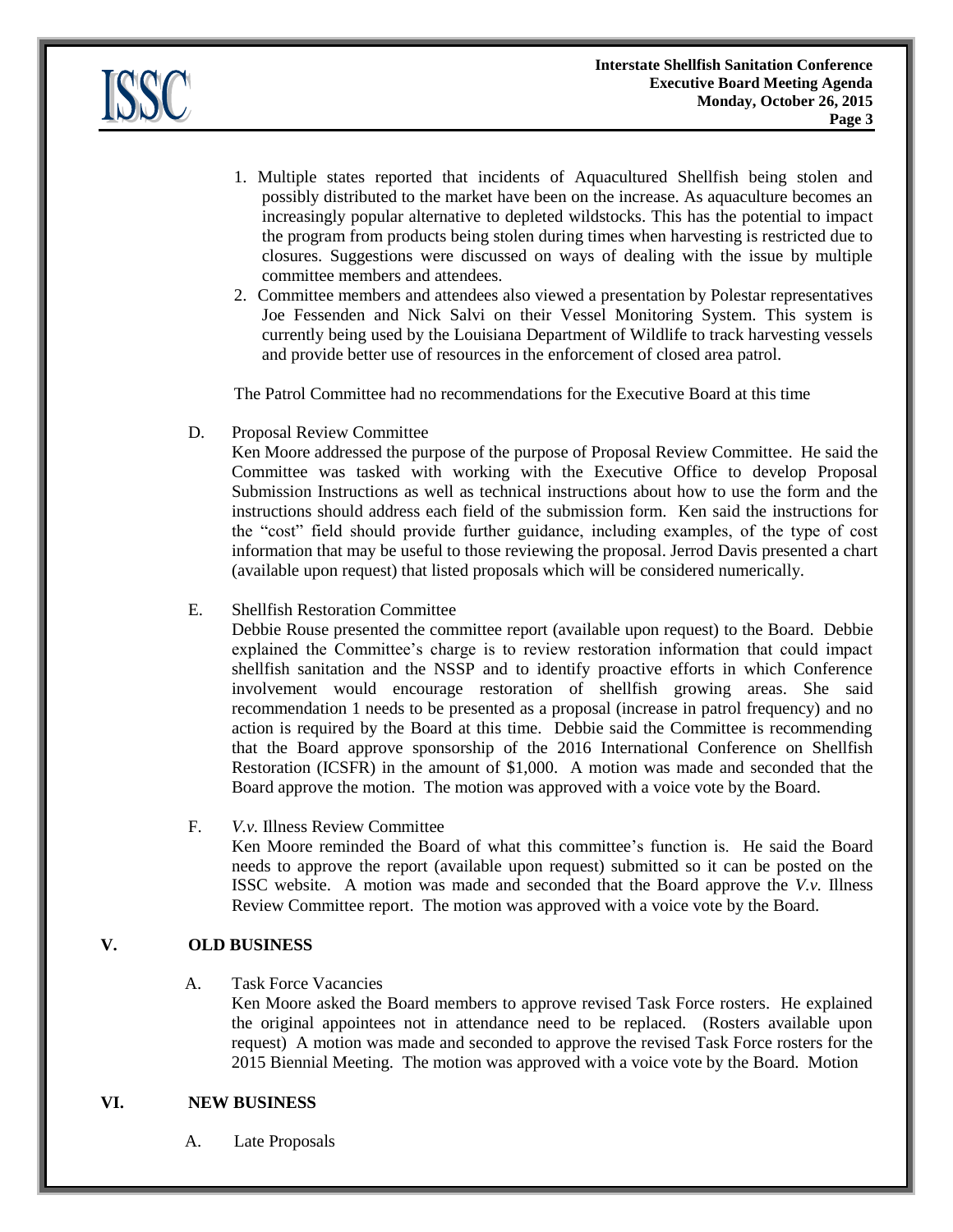1. Multiple states reported that incidents of Aquacultured Shellfish being stolen and possibly distributed to the market have been on the increase. As aquaculture becomes an increasingly popular alternative to depleted wildstocks. This has the potential to impact the program from products being stolen during times when harvesting is restricted due to closures. Suggestions were discussed on ways of dealing with the issue by multiple committee members and attendees.
2. Committee members and attendees also viewed a presentation by Polestar representatives Joe Fessenden and Nick Salvi on their Vessel Monitoring System. This system is currently being used by the Louisiana Department of Wildlife to track harvesting vessels and provide better use of resources in the enforcement of closed area patrol.

The Patrol Committee had no recommendations for the Executive Board at this time

D. Proposal Review Committee

Ken Moore addressed the purpose of the purpose of Proposal Review Committee. He said the Committee was tasked with working with the Executive Office to develop Proposal Submission Instructions as well as technical instructions about how to use the form and the instructions should address each field of the submission form. Ken said the instructions for the "cost" field should provide further guidance, including examples, of the type of cost information that may be useful to those reviewing the proposal. Jerrod Davis presented a chart (available upon request) that listed proposals which will be considered numerically.

E. Shellfish Restoration Committee

Debbie Rouse presented the committee report (available upon request) to the Board. Debbie explained the Committee's charge is to review restoration information that could impact shellfish sanitation and the NSSP and to identify proactive efforts in which Conference involvement would encourage restoration of shellfish growing areas. She said recommendation 1 needs to be presented as a proposal (increase in patrol frequency) and no action is required by the Board at this time. Debbie said the Committee is recommending that the Board approve sponsorship of the 2016 International Conference on Shellfish Restoration (ICSFR) in the amount of $1,000. A motion was made and seconded that the Board approve the motion. The motion was approved with a voice vote by the Board.

F. *V.v.* Illness Review Committee

Ken Moore reminded the Board of what this committee's function is. He said the Board needs to approve the report (available upon request) submitted so it can be posted on the ISSC website. A motion was made and seconded that the Board approve the *V.v.* Illness Review Committee report. The motion was approved with a voice vote by the Board.

## V. OLD BUSINESS

A. Task Force Vacancies

Ken Moore asked the Board members to approve revised Task Force rosters. He explained the original appointees not in attendance need to be replaced. (Rosters available upon request) A motion was made and seconded to approve the revised Task Force rosters for the 2015 Biennial Meeting. The motion was approved with a voice vote by the Board. Motion

## VI. NEW BUSINESS

A. Late Proposals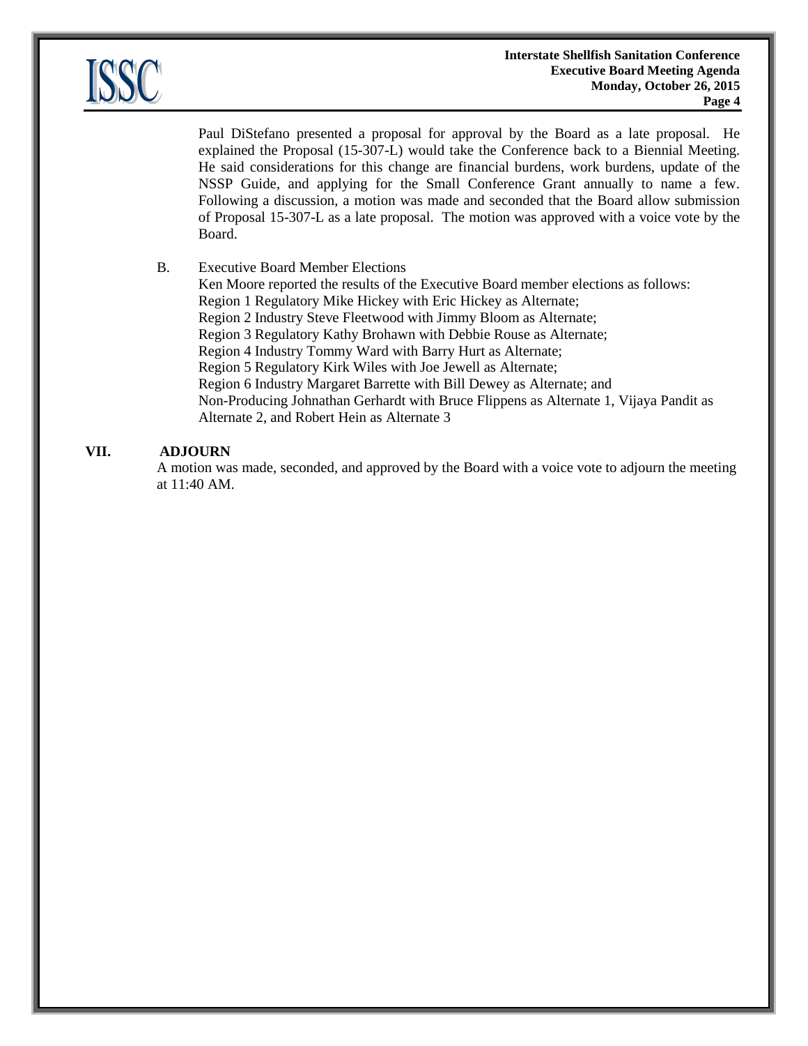Paul DiStefano presented a proposal for approval by the Board as a late proposal. He explained the Proposal (15-307-L) would take the Conference back to a Biennial Meeting. He said considerations for this change are financial burdens, work burdens, update of the NSSP Guide, and applying for the Small Conference Grant annually to name a few. Following a discussion, a motion was made and seconded that the Board allow submission of Proposal 15-307-L as a late proposal. The motion was approved with a voice vote by the Board.

B. Executive Board Member Elections

Ken Moore reported the results of the Executive Board member elections as follows:
Region 1 Regulatory Mike Hickey with Eric Hickey as Alternate;
Region 2 Industry Steve Fleetwood with Jimmy Bloom as Alternate;
Region 3 Regulatory Kathy Brohawn with Debbie Rouse as Alternate;
Region 4 Industry Tommy Ward with Barry Hurt as Alternate;
Region 5 Regulatory Kirk Wiles with Joe Jewell as Alternate;
Region 6 Industry Margaret Barrette with Bill Dewey as Alternate; and
Non-Producing Johnathan Gerhardt with Bruce Flippens as Alternate 1, Vijaya Pandit as Alternate 2, and Robert Hein as Alternate 3

## VII. ADJOURN

A motion was made, seconded, and approved by the Board with a voice vote to adjourn the meeting at 11:40 AM.